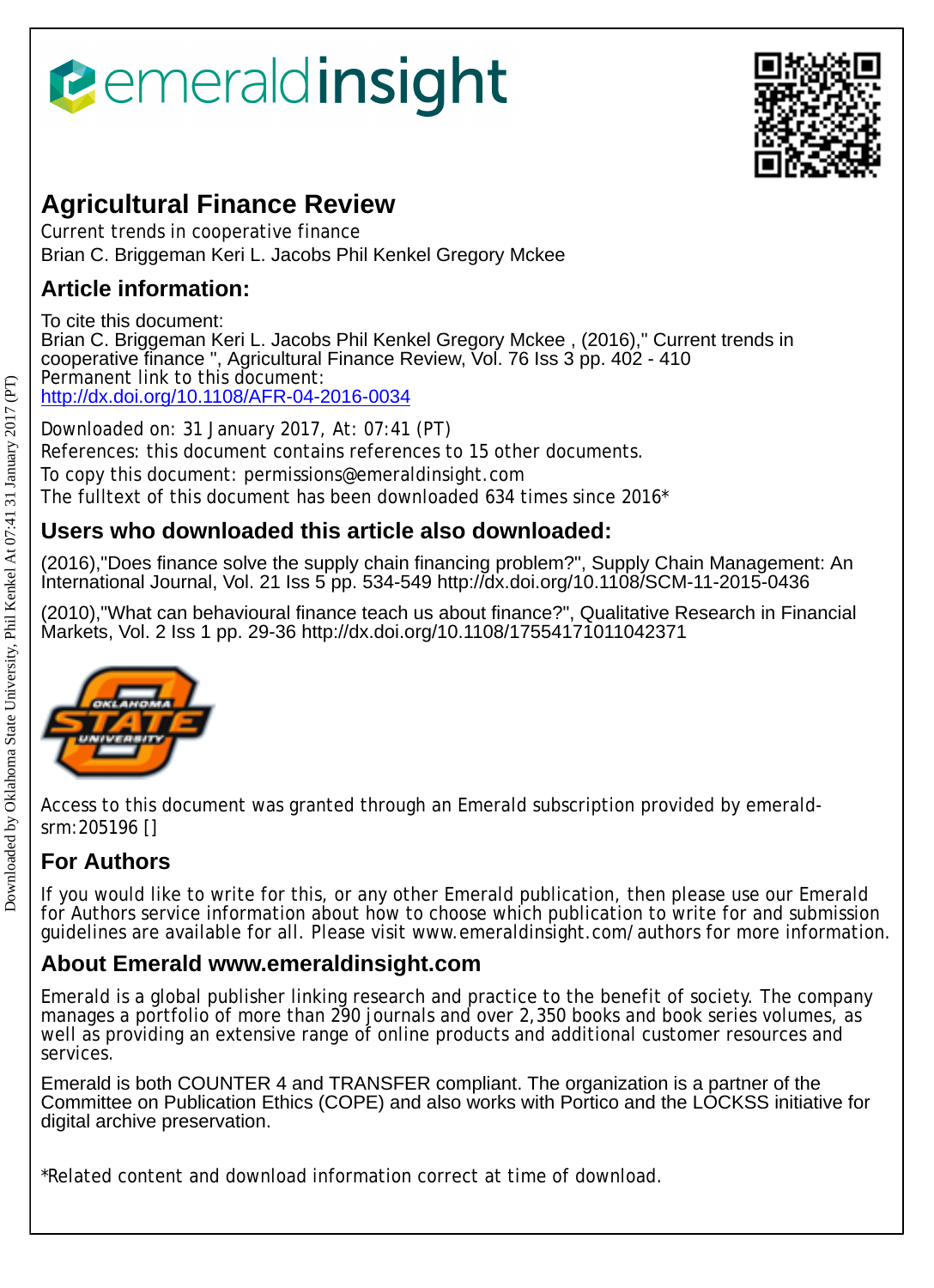# Agricultural Finance Review

Current trends in cooperative finance
Brian C. Briggeman Keri L. Jacobs Phil Kenkel Gregory Mckee

## Article information:

To cite this document:
Brian C. Briggeman Keri L. Jacobs Phil Kenkel Gregory Mckee , (2016)," Current trends in cooperative finance ", Agricultural Finance Review, Vol. 76 Iss 3 pp. 402 - 410
Permanent link to this document:
http://dx.doi.org/10.1108/AFR-04-2016-0034

Downloaded on: 31 January 2017, At: 07:41 (PT)
References: this document contains references to 15 other documents.
To copy this document: permissions@emeraldinsight.com
The fulltext of this document has been downloaded 634 times since 2016*

## Users who downloaded this article also downloaded:

(2016),"Does finance solve the supply chain financing problem?", Supply Chain Management: An International Journal, Vol. 21 Iss 5 pp. 534-549 http://dx.doi.org/10.1108/SCM-11-2015-0436

(2010),"What can behavioural finance teach us about finance?", Qualitative Research in Financial Markets, Vol. 2 Iss 1 pp. 29-36 http://dx.doi.org/10.1108/17554171011042371

Access to this document was granted through an Emerald subscription provided by emerald-srm:205196 []

## For Authors

If you would like to write for this, or any other Emerald publication, then please use our Emerald for Authors service information about how to choose which publication to write for and submission guidelines are available for all. Please visit www.emeraldinsight.com/authors for more information.

## About Emerald www.emeraldinsight.com

Emerald is a global publisher linking research and practice to the benefit of society. The company manages a portfolio of more than 290 journals and over 2,350 books and book series volumes, as well as providing an extensive range of online products and additional customer resources and services.

Emerald is both COUNTER 4 and TRANSFER compliant. The organization is a partner of the Committee on Publication Ethics (COPE) and also works with Portico and the LOCKSS initiative for digital archive preservation.

*Related content and download information correct at time of download.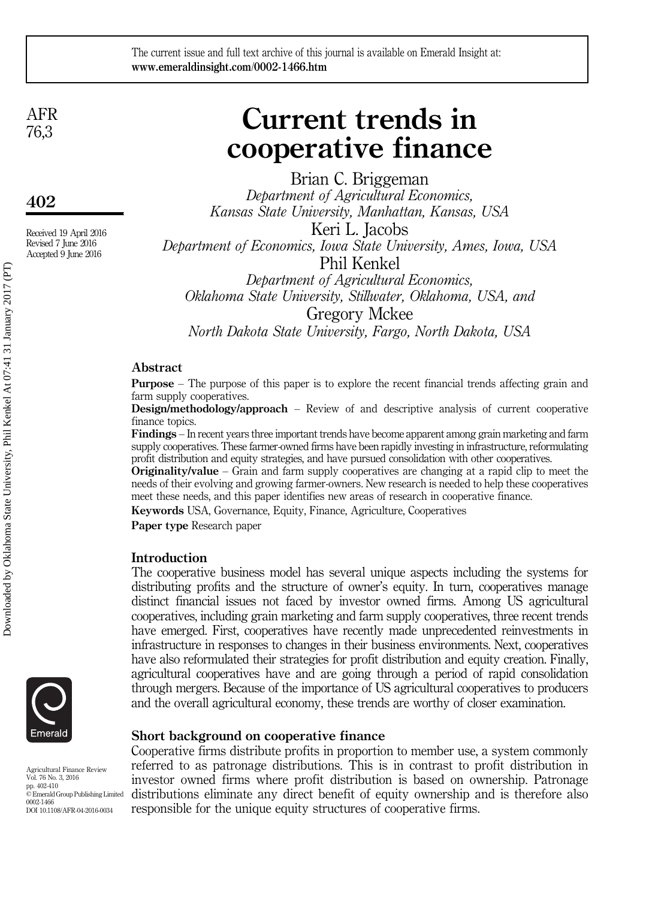# Current trends in cooperative finance

Brian C. Briggeman
*Department of Agricultural Economics, Kansas State University, Manhattan, Kansas, USA*

Keri L. Jacobs
*Department of Economics, Iowa State University, Ames, Iowa, USA*

Phil Kenkel
*Department of Agricultural Economics, Oklahoma State University, Stillwater, Oklahoma, USA, and*

Gregory Mckee
*North Dakota State University, Fargo, North Dakota, USA*

Received 19 April 2016
Revised 7 June 2016
Accepted 9 June 2016

## Abstract

**Purpose** – The purpose of this paper is to explore the recent financial trends affecting grain and farm supply cooperatives.

**Design/methodology/approach** – Review of and descriptive analysis of current cooperative finance topics.

**Findings** – In recent years three important trends have become apparent among grain marketing and farm supply cooperatives. These farmer-owned firms have been rapidly investing in infrastructure, reformulating profit distribution and equity strategies, and have pursued consolidation with other cooperatives.

**Originality/value** – Grain and farm supply cooperatives are changing at a rapid clip to meet the needs of their evolving and growing farmer-owners. New research is needed to help these cooperatives meet these needs, and this paper identifies new areas of research in cooperative finance.

**Keywords** USA, Governance, Equity, Finance, Agriculture, Cooperatives

**Paper type** Research paper

## Introduction

The cooperative business model has several unique aspects including the systems for distributing profits and the structure of owner's equity. In turn, cooperatives manage distinct financial issues not faced by investor owned firms. Among US agricultural cooperatives, including grain marketing and farm supply cooperatives, three recent trends have emerged. First, cooperatives have recently made unprecedented reinvestments in infrastructure in responses to changes in their business environments. Next, cooperatives have also reformulated their strategies for profit distribution and equity creation. Finally, agricultural cooperatives have and are going through a period of rapid consolidation through mergers. Because of the importance of US agricultural cooperatives to producers and the overall agricultural economy, these trends are worthy of closer examination.

## Short background on cooperative finance

Cooperative firms distribute profits in proportion to member use, a system commonly referred to as patronage distributions. This is in contrast to profit distribution in investor owned firms where profit distribution is based on ownership. Patronage distributions eliminate any direct benefit of equity ownership and is therefore also responsible for the unique equity structures of cooperative firms.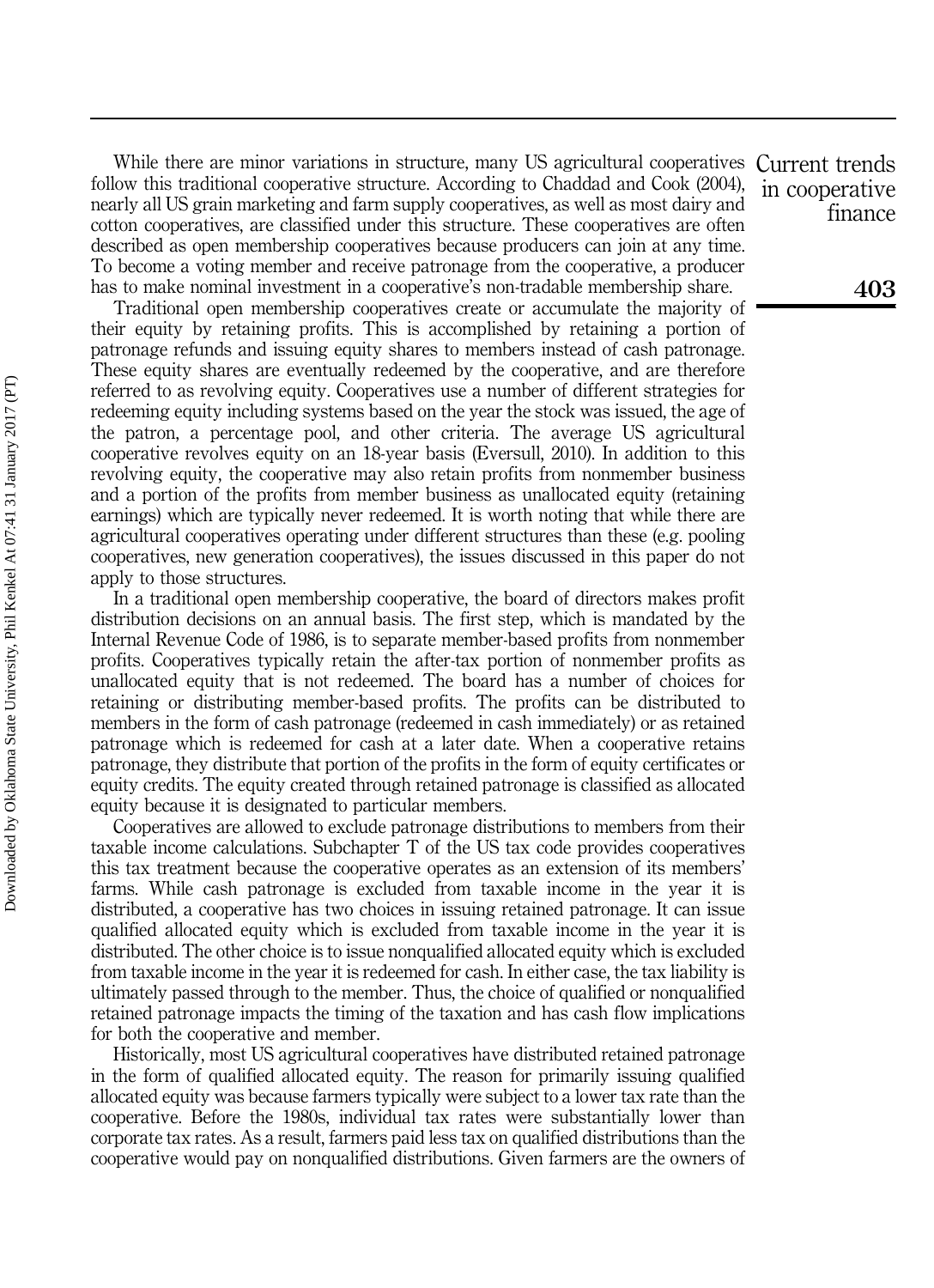While there are minor variations in structure, many US agricultural cooperatives follow this traditional cooperative structure. According to Chaddad and Cook (2004), nearly all US grain marketing and farm supply cooperatives, as well as most dairy and cotton cooperatives, are classified under this structure. These cooperatives are often described as open membership cooperatives because producers can join at any time. To become a voting member and receive patronage from the cooperative, a producer has to make nominal investment in a cooperative's non-tradable membership share.

Traditional open membership cooperatives create or accumulate the majority of their equity by retaining profits. This is accomplished by retaining a portion of patronage refunds and issuing equity shares to members instead of cash patronage. These equity shares are eventually redeemed by the cooperative, and are therefore referred to as revolving equity. Cooperatives use a number of different strategies for redeeming equity including systems based on the year the stock was issued, the age of the patron, a percentage pool, and other criteria. The average US agricultural cooperative revolves equity on an 18-year basis (Eversull, 2010). In addition to this revolving equity, the cooperative may also retain profits from nonmember business and a portion of the profits from member business as unallocated equity (retaining earnings) which are typically never redeemed. It is worth noting that while there are agricultural cooperatives operating under different structures than these (e.g. pooling cooperatives, new generation cooperatives), the issues discussed in this paper do not apply to those structures.

In a traditional open membership cooperative, the board of directors makes profit distribution decisions on an annual basis. The first step, which is mandated by the Internal Revenue Code of 1986, is to separate member-based profits from nonmember profits. Cooperatives typically retain the after-tax portion of nonmember profits as unallocated equity that is not redeemed. The board has a number of choices for retaining or distributing member-based profits. The profits can be distributed to members in the form of cash patronage (redeemed in cash immediately) or as retained patronage which is redeemed for cash at a later date. When a cooperative retains patronage, they distribute that portion of the profits in the form of equity certificates or equity credits. The equity created through retained patronage is classified as allocated equity because it is designated to particular members.

Cooperatives are allowed to exclude patronage distributions to members from their taxable income calculations. Subchapter T of the US tax code provides cooperatives this tax treatment because the cooperative operates as an extension of its members' farms. While cash patronage is excluded from taxable income in the year it is distributed, a cooperative has two choices in issuing retained patronage. It can issue qualified allocated equity which is excluded from taxable income in the year it is distributed. The other choice is to issue nonqualified allocated equity which is excluded from taxable income in the year it is redeemed for cash. In either case, the tax liability is ultimately passed through to the member. Thus, the choice of qualified or nonqualified retained patronage impacts the timing of the taxation and has cash flow implications for both the cooperative and member.

Historically, most US agricultural cooperatives have distributed retained patronage in the form of qualified allocated equity. The reason for primarily issuing qualified allocated equity was because farmers typically were subject to a lower tax rate than the cooperative. Before the 1980s, individual tax rates were substantially lower than corporate tax rates. As a result, farmers paid less tax on qualified distributions than the cooperative would pay on nonqualified distributions. Given farmers are the owners of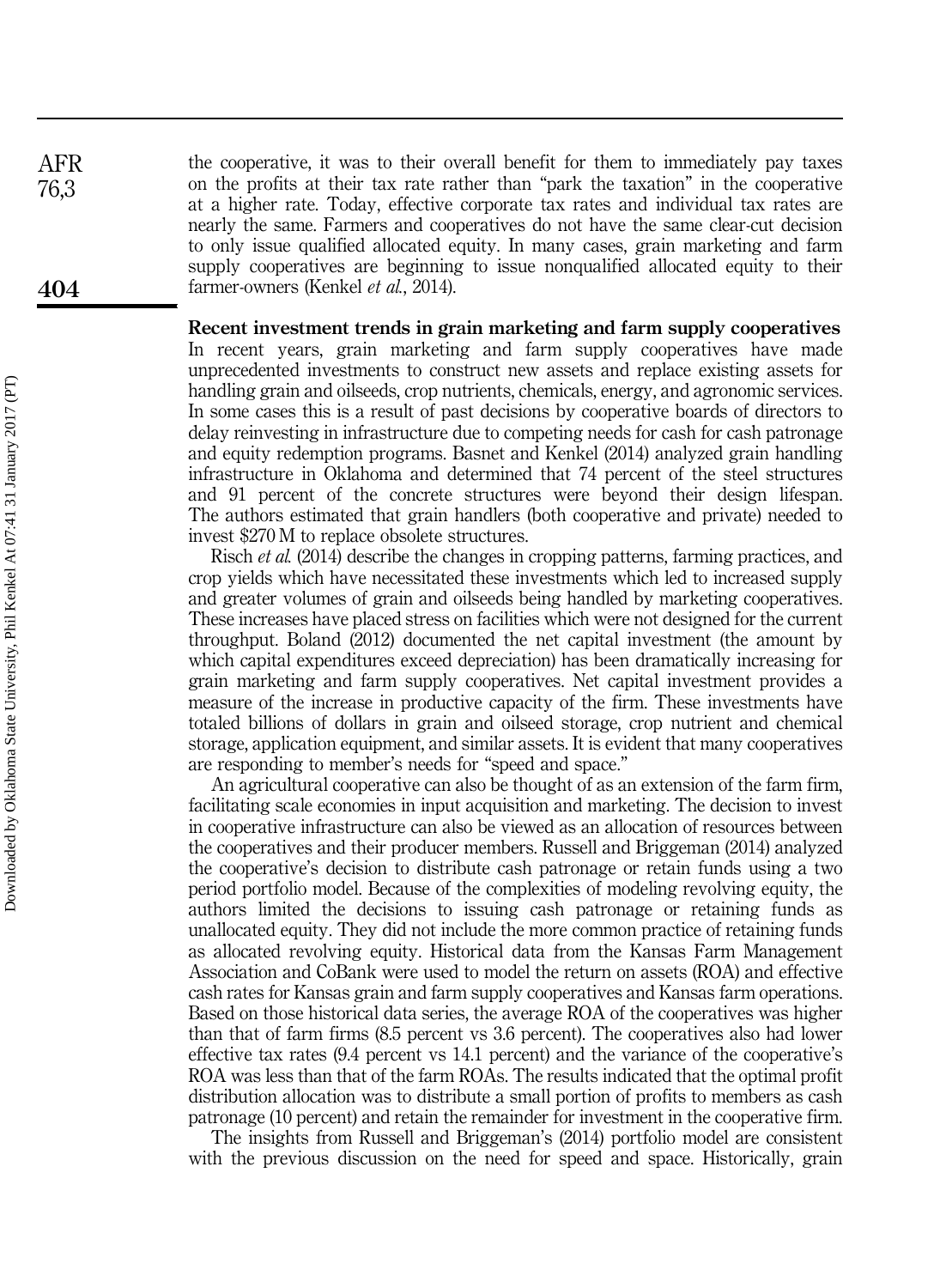the cooperative, it was to their overall benefit for them to immediately pay taxes on the profits at their tax rate rather than "park the taxation" in the cooperative at a higher rate. Today, effective corporate tax rates and individual tax rates are nearly the same. Farmers and cooperatives do not have the same clear-cut decision to only issue qualified allocated equity. In many cases, grain marketing and farm supply cooperatives are beginning to issue nonqualified allocated equity to their farmer-owners (Kenkel *et al.*, 2014).

## Recent investment trends in grain marketing and farm supply cooperatives

In recent years, grain marketing and farm supply cooperatives have made unprecedented investments to construct new assets and replace existing assets for handling grain and oilseeds, crop nutrients, chemicals, energy, and agronomic services. In some cases this is a result of past decisions by cooperative boards of directors to delay reinvesting in infrastructure due to competing needs for cash for cash patronage and equity redemption programs. Basnet and Kenkel (2014) analyzed grain handling infrastructure in Oklahoma and determined that 74 percent of the steel structures and 91 percent of the concrete structures were beyond their design lifespan. The authors estimated that grain handlers (both cooperative and private) needed to invest $270 M to replace obsolete structures.

Risch *et al.* (2014) describe the changes in cropping patterns, farming practices, and crop yields which have necessitated these investments which led to increased supply and greater volumes of grain and oilseeds being handled by marketing cooperatives. These increases have placed stress on facilities which were not designed for the current throughput. Boland (2012) documented the net capital investment (the amount by which capital expenditures exceed depreciation) has been dramatically increasing for grain marketing and farm supply cooperatives. Net capital investment provides a measure of the increase in productive capacity of the firm. These investments have totaled billions of dollars in grain and oilseed storage, crop nutrient and chemical storage, application equipment, and similar assets. It is evident that many cooperatives are responding to member's needs for "speed and space."

An agricultural cooperative can also be thought of as an extension of the farm firm, facilitating scale economies in input acquisition and marketing. The decision to invest in cooperative infrastructure can also be viewed as an allocation of resources between the cooperatives and their producer members. Russell and Briggeman (2014) analyzed the cooperative's decision to distribute cash patronage or retain funds using a two period portfolio model. Because of the complexities of modeling revolving equity, the authors limited the decisions to issuing cash patronage or retaining funds as unallocated equity. They did not include the more common practice of retaining funds as allocated revolving equity. Historical data from the Kansas Farm Management Association and CoBank were used to model the return on assets (ROA) and effective cash rates for Kansas grain and farm supply cooperatives and Kansas farm operations. Based on those historical data series, the average ROA of the cooperatives was higher than that of farm firms (8.5 percent vs 3.6 percent). The cooperatives also had lower effective tax rates (9.4 percent vs 14.1 percent) and the variance of the cooperative's ROA was less than that of the farm ROAs. The results indicated that the optimal profit distribution allocation was to distribute a small portion of profits to members as cash patronage (10 percent) and retain the remainder for investment in the cooperative firm.

The insights from Russell and Briggeman's (2014) portfolio model are consistent with the previous discussion on the need for speed and space. Historically, grain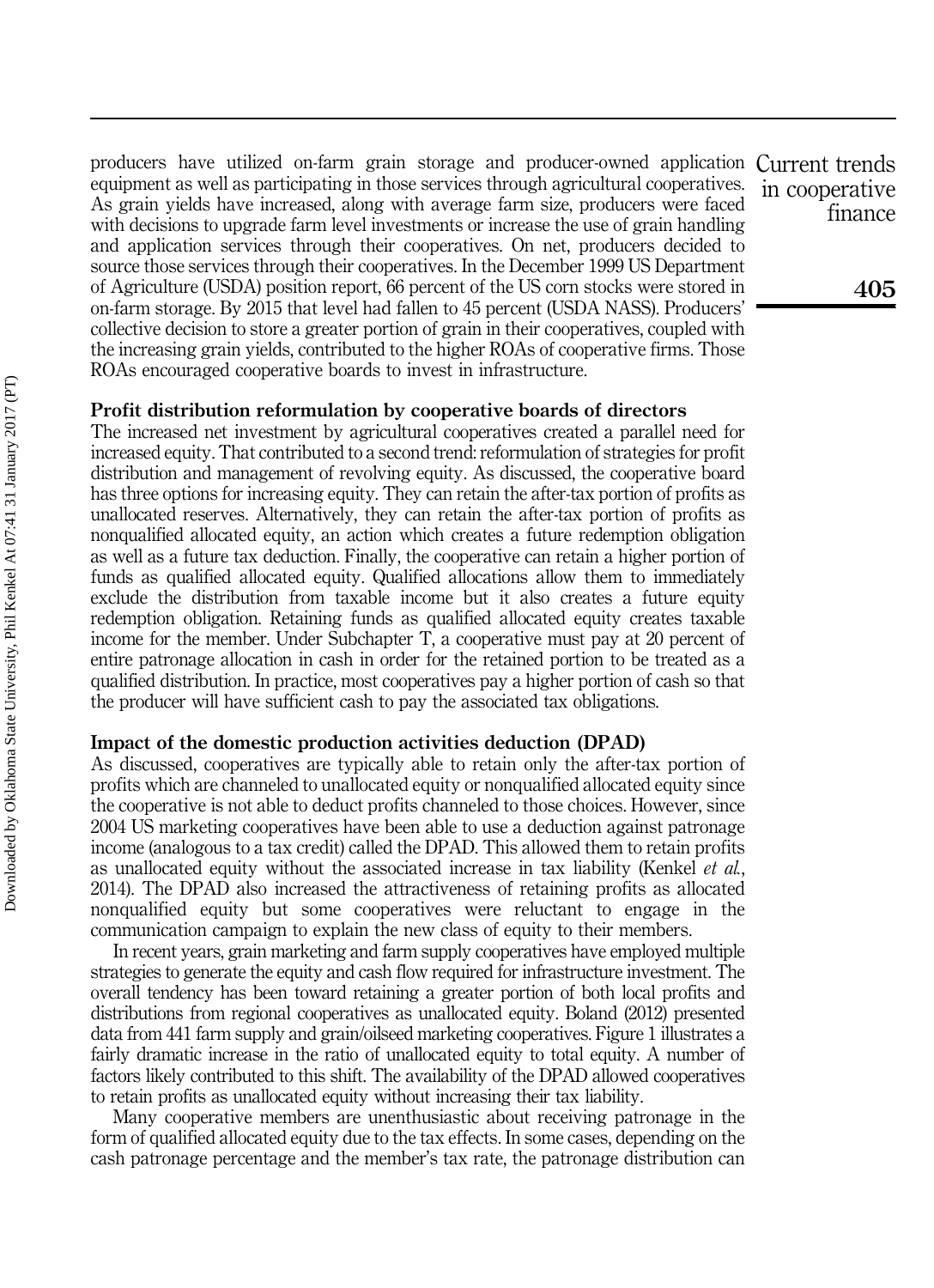producers have utilized on-farm grain storage and producer-owned application equipment as well as participating in those services through agricultural cooperatives. As grain yields have increased, along with average farm size, producers were faced with decisions to upgrade farm level investments or increase the use of grain handling and application services through their cooperatives. On net, producers decided to source those services through their cooperatives. In the December 1999 US Department of Agriculture (USDA) position report, 66 percent of the US corn stocks were stored in on-farm storage. By 2015 that level had fallen to 45 percent (USDA NASS). Producers' collective decision to store a greater portion of grain in their cooperatives, coupled with the increasing grain yields, contributed to the higher ROAs of cooperative firms. Those ROAs encouraged cooperative boards to invest in infrastructure.

### Profit distribution reformulation by cooperative boards of directors

The increased net investment by agricultural cooperatives created a parallel need for increased equity. That contributed to a second trend: reformulation of strategies for profit distribution and management of revolving equity. As discussed, the cooperative board has three options for increasing equity. They can retain the after-tax portion of profits as unallocated reserves. Alternatively, they can retain the after-tax portion of profits as nonqualified allocated equity, an action which creates a future redemption obligation as well as a future tax deduction. Finally, the cooperative can retain a higher portion of funds as qualified allocated equity. Qualified allocations allow them to immediately exclude the distribution from taxable income but it also creates a future equity redemption obligation. Retaining funds as qualified allocated equity creates taxable income for the member. Under Subchapter T, a cooperative must pay at 20 percent of entire patronage allocation in cash in order for the retained portion to be treated as a qualified distribution. In practice, most cooperatives pay a higher portion of cash so that the producer will have sufficient cash to pay the associated tax obligations.

### Impact of the domestic production activities deduction (DPAD)

As discussed, cooperatives are typically able to retain only the after-tax portion of profits which are channeled to unallocated equity or nonqualified allocated equity since the cooperative is not able to deduct profits channeled to those choices. However, since 2004 US marketing cooperatives have been able to use a deduction against patronage income (analogous to a tax credit) called the DPAD. This allowed them to retain profits as unallocated equity without the associated increase in tax liability (Kenkel *et al.*, 2014). The DPAD also increased the attractiveness of retaining profits as allocated nonqualified equity but some cooperatives were reluctant to engage in the communication campaign to explain the new class of equity to their members.

In recent years, grain marketing and farm supply cooperatives have employed multiple strategies to generate the equity and cash flow required for infrastructure investment. The overall tendency has been toward retaining a greater portion of both local profits and distributions from regional cooperatives as unallocated equity. Boland (2012) presented data from 441 farm supply and grain/oilseed marketing cooperatives. Figure 1 illustrates a fairly dramatic increase in the ratio of unallocated equity to total equity. A number of factors likely contributed to this shift. The availability of the DPAD allowed cooperatives to retain profits as unallocated equity without increasing their tax liability.

Many cooperative members are unenthusiastic about receiving patronage in the form of qualified allocated equity due to the tax effects. In some cases, depending on the cash patronage percentage and the member's tax rate, the patronage distribution can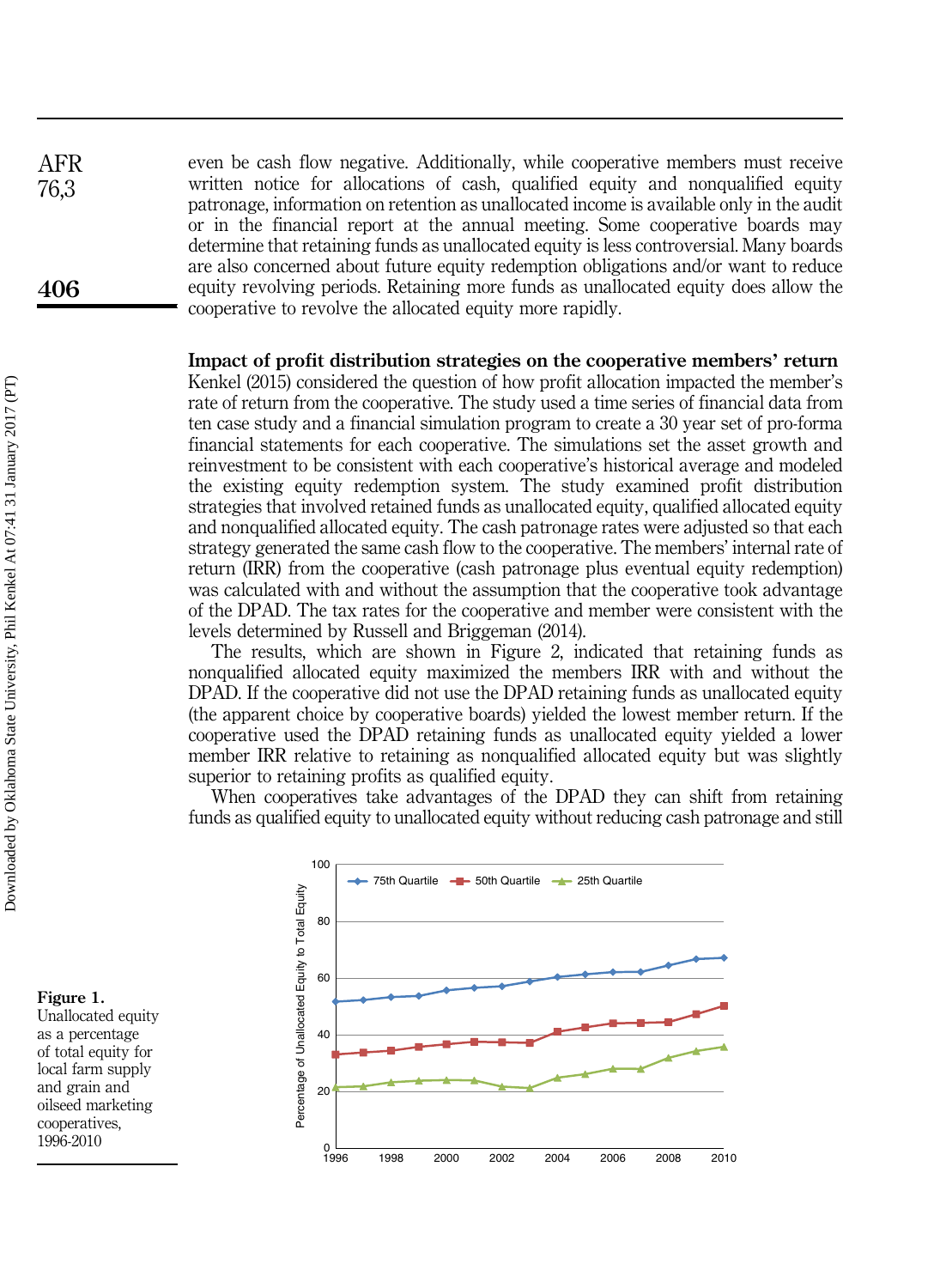even be cash flow negative. Additionally, while cooperative members must receive written notice for allocations of cash, qualified equity and nonqualified equity patronage, information on retention as unallocated income is available only in the audit or in the financial report at the annual meeting. Some cooperative boards may determine that retaining funds as unallocated equity is less controversial. Many boards are also concerned about future equity redemption obligations and/or want to reduce equity revolving periods. Retaining more funds as unallocated equity does allow the cooperative to revolve the allocated equity more rapidly.

### Impact of profit distribution strategies on the cooperative members' return

Kenkel (2015) considered the question of how profit allocation impacted the member's rate of return from the cooperative. The study used a time series of financial data from ten case study and a financial simulation program to create a 30 year set of pro-forma financial statements for each cooperative. The simulations set the asset growth and reinvestment to be consistent with each cooperative's historical average and modeled the existing equity redemption system. The study examined profit distribution strategies that involved retained funds as unallocated equity, qualified allocated equity and nonqualified allocated equity. The cash patronage rates were adjusted so that each strategy generated the same cash flow to the cooperative. The members' internal rate of return (IRR) from the cooperative (cash patronage plus eventual equity redemption) was calculated with and without the assumption that the cooperative took advantage of the DPAD. The tax rates for the cooperative and member were consistent with the levels determined by Russell and Briggeman (2014).

The results, which are shown in Figure 2, indicated that retaining funds as nonqualified allocated equity maximized the members IRR with and without the DPAD. If the cooperative did not use the DPAD retaining funds as unallocated equity (the apparent choice by cooperative boards) yielded the lowest member return. If the cooperative used the DPAD retaining funds as unallocated equity yielded a lower member IRR relative to retaining as nonqualified allocated equity but was slightly superior to retaining profits as qualified equity.

When cooperatives take advantages of the DPAD they can shift from retaining funds as qualified equity to unallocated equity without reducing cash patronage and still

75th Quartile
50th Quartile
25th Quartile

Percentage of Unallocated Equity to Total Equity

100
80
60
40
20
0

1996
1998
2000
2002
2004
2006
2008
2010

**Figure 1.** Unallocated equity as a percentage of total equity for local farm supply and grain and oilseed marketing cooperatives, 1996-2010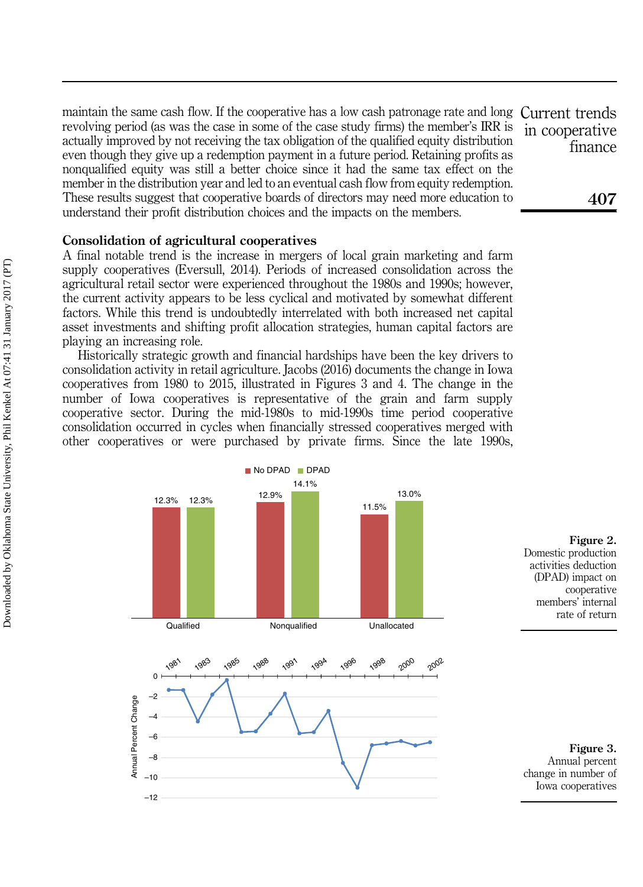maintain the same cash flow. If the cooperative has a low cash patronage rate and long revolving period (as was the case in some of the case study firms) the member's IRR is actually improved by not receiving the tax obligation of the qualified equity distribution even though they give up a redemption payment in a future period. Retaining profits as nonqualified equity was still a better choice since it had the same tax effect on the member in the distribution year and led to an eventual cash flow from equity redemption. These results suggest that cooperative boards of directors may need more education to understand their profit distribution choices and the impacts on the members.

## Consolidation of agricultural cooperatives

A final notable trend is the increase in mergers of local grain marketing and farm supply cooperatives (Eversull, 2014). Periods of increased consolidation across the agricultural retail sector were experienced throughout the 1980s and 1990s; however, the current activity appears to be less cyclical and motivated by somewhat different factors. While this trend is undoubtedly interrelated with both increased net capital asset investments and shifting profit allocation strategies, human capital factors are playing an increasing role.

Historically strategic growth and financial hardships have been the key drivers to consolidation activity in retail agriculture. Jacobs (2016) documents the change in Iowa cooperatives from 1980 to 2015, illustrated in Figures 3 and 4. The change in the number of Iowa cooperatives is representative of the grain and farm supply cooperative sector. During the mid-1980s to mid-1990s time period cooperative consolidation occurred in cycles when financially stressed cooperatives merged with other cooperatives or were purchased by private firms. Since the late 1990s,

**Figure 2.** Domestic production activities deduction (DPAD) impact on cooperative members' internal rate of return

**Figure 3.** Annual percent change in number of Iowa cooperatives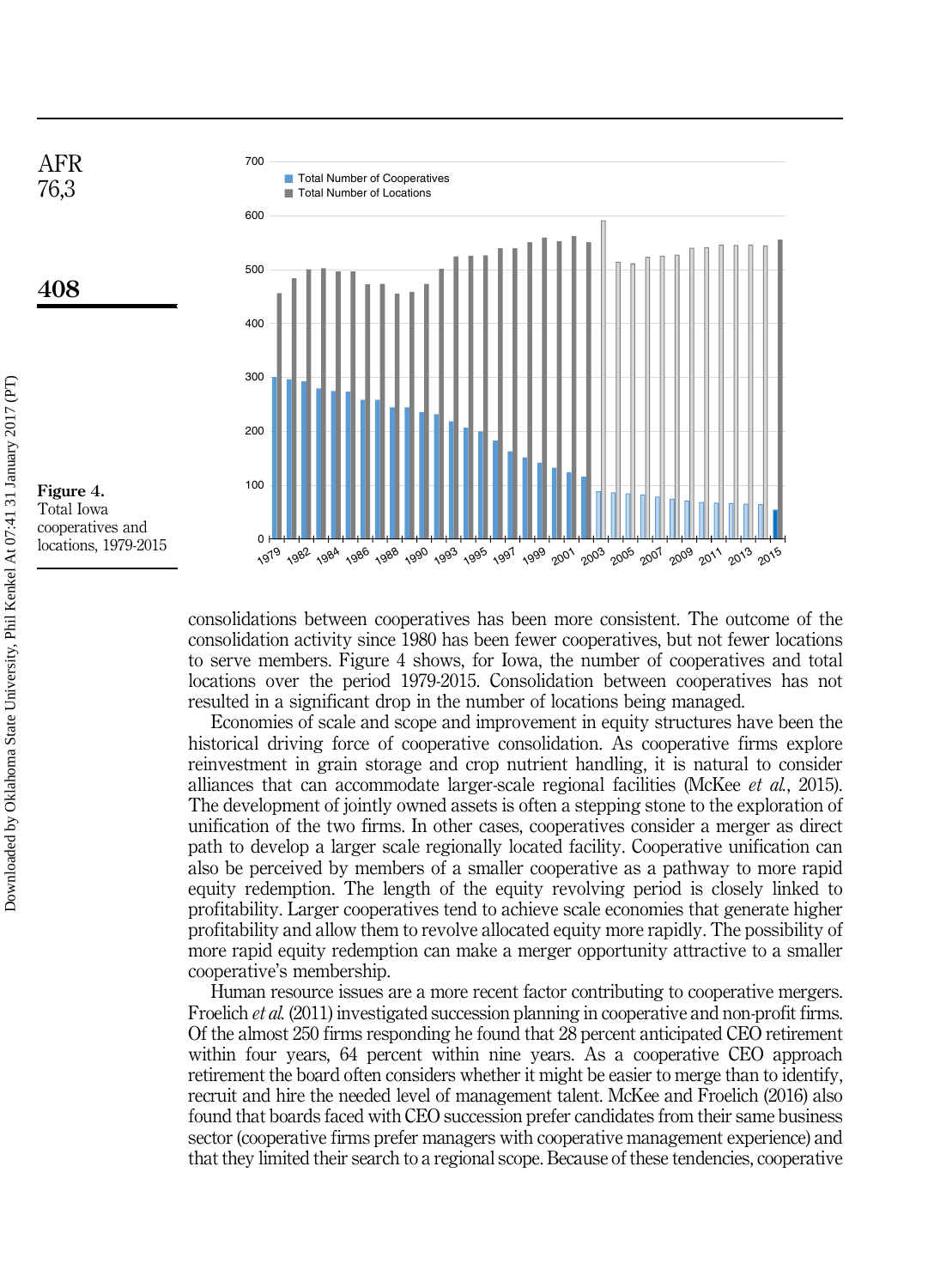Figure 4. Total Iowa cooperatives and locations, 1979-2015

consolidations between cooperatives has been more consistent. The outcome of the consolidation activity since 1980 has been fewer cooperatives, but not fewer locations to serve members. Figure 4 shows, for Iowa, the number of cooperatives and total locations over the period 1979-2015. Consolidation between cooperatives has not resulted in a significant drop in the number of locations being managed.

Economies of scale and scope and improvement in equity structures have been the historical driving force of cooperative consolidation. As cooperative firms explore reinvestment in grain storage and crop nutrient handling, it is natural to consider alliances that can accommodate larger-scale regional facilities (McKee *et al.*, 2015). The development of jointly owned assets is often a stepping stone to the exploration of unification of the two firms. In other cases, cooperatives consider a merger as direct path to develop a larger scale regionally located facility. Cooperative unification can also be perceived by members of a smaller cooperative as a pathway to more rapid equity redemption. The length of the equity revolving period is closely linked to profitability. Larger cooperatives tend to achieve scale economies that generate higher profitability and allow them to revolve allocated equity more rapidly. The possibility of more rapid equity redemption can make a merger opportunity attractive to a smaller cooperative's membership.

Human resource issues are a more recent factor contributing to cooperative mergers. Froelich *et al.* (2011) investigated succession planning in cooperative and non-profit firms. Of the almost 250 firms responding he found that 28 percent anticipated CEO retirement within four years, 64 percent within nine years. As a cooperative CEO approach retirement the board often considers whether it might be easier to merge than to identify, recruit and hire the needed level of management talent. McKee and Froelich (2016) also found that boards faced with CEO succession prefer candidates from their same business sector (cooperative firms prefer managers with cooperative management experience) and that they limited their search to a regional scope. Because of these tendencies, cooperative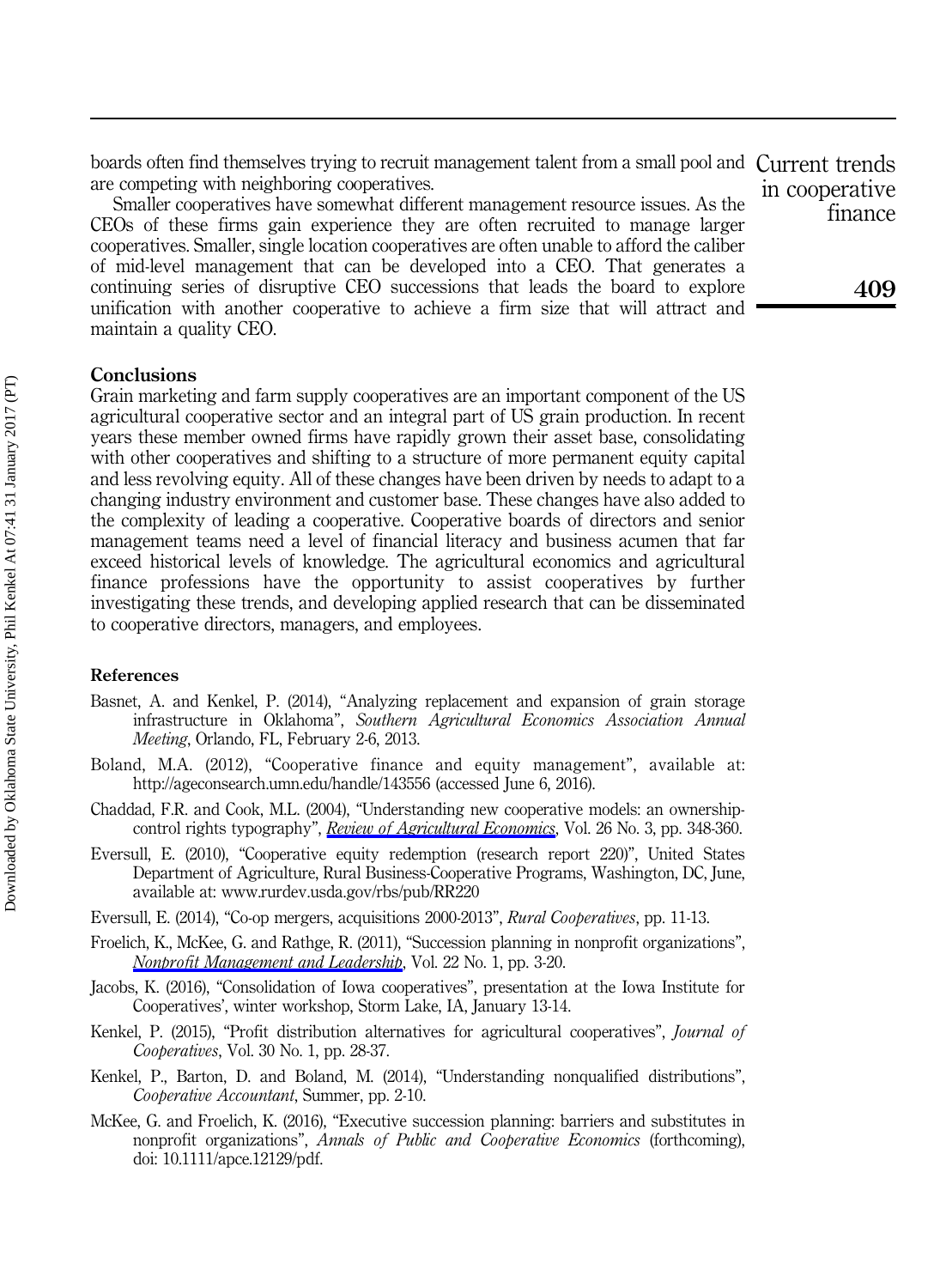boards often find themselves trying to recruit management talent from a small pool and are competing with neighboring cooperatives.

Smaller cooperatives have somewhat different management resource issues. As the CEOs of these firms gain experience they are often recruited to manage larger cooperatives. Smaller, single location cooperatives are often unable to afford the caliber of mid-level management that can be developed into a CEO. That generates a continuing series of disruptive CEO successions that leads the board to explore unification with another cooperative to achieve a firm size that will attract and maintain a quality CEO.

## Conclusions

Grain marketing and farm supply cooperatives are an important component of the US agricultural cooperative sector and an integral part of US grain production. In recent years these member owned firms have rapidly grown their asset base, consolidating with other cooperatives and shifting to a structure of more permanent equity capital and less revolving equity. All of these changes have been driven by needs to adapt to a changing industry environment and customer base. These changes have also added to the complexity of leading a cooperative. Cooperative boards of directors and senior management teams need a level of financial literacy and business acumen that far exceed historical levels of knowledge. The agricultural economics and agricultural finance professions have the opportunity to assist cooperatives by further investigating these trends, and developing applied research that can be disseminated to cooperative directors, managers, and employees.

## References

Basnet, A. and Kenkel, P. (2014), "Analyzing replacement and expansion of grain storage infrastructure in Oklahoma", *Southern Agricultural Economics Association Annual Meeting*, Orlando, FL, February 2-6, 2013.

Boland, M.A. (2012), "Cooperative finance and equity management", available at: http://ageconsearch.umn.edu/handle/143556 (accessed June 6, 2016).

Chaddad, F.R. and Cook, M.L. (2004), "Understanding new cooperative models: an ownership-control rights typography", *Review of Agricultural Economics*, Vol. 26 No. 3, pp. 348-360.

Eversull, E. (2010), "Cooperative equity redemption (research report 220)", United States Department of Agriculture, Rural Business-Cooperative Programs, Washington, DC, June, available at: www.rurdev.usda.gov/rbs/pub/RR220

Eversull, E. (2014), "Co-op mergers, acquisitions 2000-2013", *Rural Cooperatives*, pp. 11-13.

Froelich, K., McKee, G. and Rathge, R. (2011), "Succession planning in nonprofit organizations", *Nonprofit Management and Leadership*, Vol. 22 No. 1, pp. 3-20.

Jacobs, K. (2016), "Consolidation of Iowa cooperatives", presentation at the Iowa Institute for Cooperatives', winter workshop, Storm Lake, IA, January 13-14.

Kenkel, P. (2015), "Profit distribution alternatives for agricultural cooperatives", *Journal of Cooperatives*, Vol. 30 No. 1, pp. 28-37.

Kenkel, P., Barton, D. and Boland, M. (2014), "Understanding nonqualified distributions", *Cooperative Accountant*, Summer, pp. 2-10.

McKee, G. and Froelich, K. (2016), "Executive succession planning: barriers and substitutes in nonprofit organizations", *Annals of Public and Cooperative Economics* (forthcoming), doi: 10.1111/apce.12129/pdf.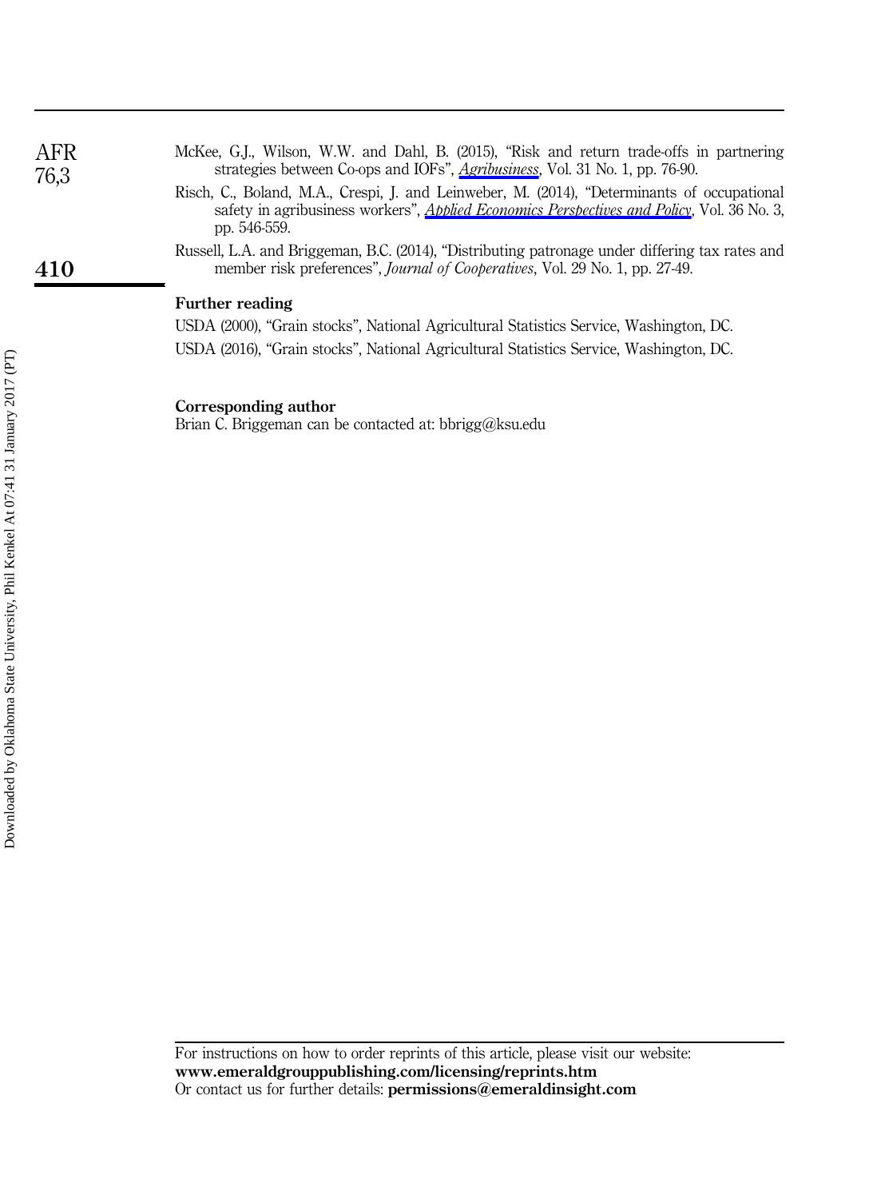McKee, G.J., Wilson, W.W. and Dahl, B. (2015), "Risk and return trade-offs in partnering strategies between Co-ops and IOFs", *Agribusiness*, Vol. 31 No. 1, pp. 76-90.

Risch, C., Boland, M.A., Crespi, J. and Leinweber, M. (2014), "Determinants of occupational safety in agribusiness workers", *Applied Economics Perspectives and Policy*, Vol. 36 No. 3, pp. 546-559.

Russell, L.A. and Briggeman, B.C. (2014), "Distributing patronage under differing tax rates and member risk preferences", *Journal of Cooperatives*, Vol. 29 No. 1, pp. 27-49.

## Further reading

USDA (2000), "Grain stocks", National Agricultural Statistics Service, Washington, DC.

USDA (2016), "Grain stocks", National Agricultural Statistics Service, Washington, DC.

## Corresponding author

Brian C. Briggeman can be contacted at: bbrigg@ksu.edu

For instructions on how to order reprints of this article, please visit our website:
**www.emeraldgrouppublishing.com/licensing/reprints.htm**
Or contact us for further details: **permissions@emeraldinsight.com**